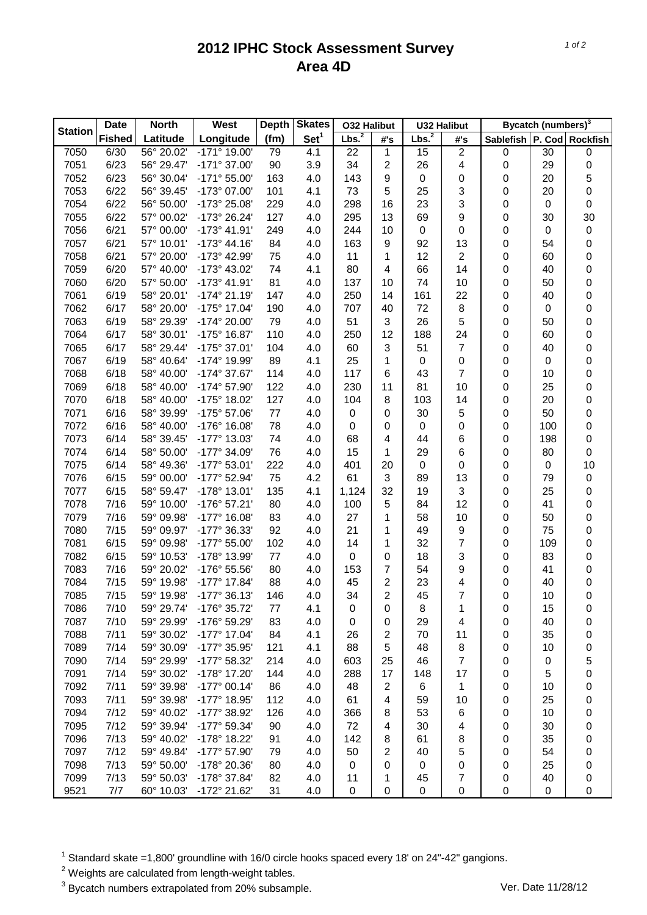# 2012 IPHC Stock Assessment Survey
## Area 4D

| Station | Date | North | West | Depth | Skates | O32 Halibut | | U32 Halibut | | Bycatch (numbers)[3] | | |
|---|---|---|---|---|---|---|---|---|---|---|---|---|
| | Fished | Latitude | Longitude | (fm) | Set[1] | Lbs.[2] | #'s | Lbs.[2] | #'s | Sablefish | P. Cod | Rockfish |
| 7050 | 6/30 | 56° 20.02' | -171° 19.00' | 79 | 4.1 | 22 | 1 | 15 | 2 | 0 | 30 | 0 |
| 7051 | 6/23 | 56° 29.47' | -171° 37.00' | 90 | 3.9 | 34 | 2 | 26 | 4 | 0 | 29 | 0 |
| 7052 | 6/23 | 56° 30.04' | -171° 55.00' | 163 | 4.0 | 143 | 9 | 0 | 0 | 0 | 20 | 5 |
| 7053 | 6/22 | 56° 39.45' | -173° 07.00' | 101 | 4.1 | 73 | 5 | 25 | 3 | 0 | 20 | 0 |
| 7054 | 6/22 | 56° 50.00' | -173° 25.08' | 229 | 4.0 | 298 | 16 | 23 | 3 | 0 | 0 | 0 |
| 7055 | 6/22 | 57° 00.02' | -173° 26.24' | 127 | 4.0 | 295 | 13 | 69 | 9 | 0 | 30 | 30 |
| 7056 | 6/21 | 57° 00.00' | -173° 41.91' | 249 | 4.0 | 244 | 10 | 0 | 0 | 0 | 0 | 0 |
| 7057 | 6/21 | 57° 10.01' | -173° 44.16' | 84 | 4.0 | 163 | 9 | 92 | 13 | 0 | 54 | 0 |
| 7058 | 6/21 | 57° 20.00' | -173° 42.99' | 75 | 4.0 | 11 | 1 | 12 | 2 | 0 | 60 | 0 |
| 7059 | 6/20 | 57° 40.00' | -173° 43.02' | 74 | 4.1 | 80 | 4 | 66 | 14 | 0 | 40 | 0 |
| 7060 | 6/20 | 57° 50.00' | -173° 41.91' | 81 | 4.0 | 137 | 10 | 74 | 10 | 0 | 50 | 0 |
| 7061 | 6/19 | 58° 20.01' | -174° 21.19' | 147 | 4.0 | 250 | 14 | 161 | 22 | 0 | 40 | 0 |
| 7062 | 6/17 | 58° 20.00' | -175° 17.04' | 190 | 4.0 | 707 | 40 | 72 | 8 | 0 | 0 | 0 |
| 7063 | 6/19 | 58° 29.39' | -174° 20.00' | 79 | 4.0 | 51 | 3 | 26 | 5 | 0 | 50 | 0 |
| 7064 | 6/17 | 58° 30.01' | -175° 16.87' | 110 | 4.0 | 250 | 12 | 188 | 24 | 0 | 60 | 0 |
| 7065 | 6/17 | 58° 29.44' | -175° 37.01' | 104 | 4.0 | 60 | 3 | 51 | 7 | 0 | 40 | 0 |
| 7067 | 6/19 | 58° 40.64' | -174° 19.99' | 89 | 4.1 | 25 | 1 | 0 | 0 | 0 | 0 | 0 |
| 7068 | 6/18 | 58° 40.00' | -174° 37.67' | 114 | 4.0 | 117 | 6 | 43 | 7 | 0 | 10 | 0 |
| 7069 | 6/18 | 58° 40.00' | -174° 57.90' | 122 | 4.0 | 230 | 11 | 81 | 10 | 0 | 25 | 0 |
| 7070 | 6/18 | 58° 40.00' | -175° 18.02' | 127 | 4.0 | 104 | 8 | 103 | 14 | 0 | 20 | 0 |
| 7071 | 6/16 | 58° 39.99' | -175° 57.06' | 77 | 4.0 | 0 | 0 | 30 | 5 | 0 | 50 | 0 |
| 7072 | 6/16 | 58° 40.00' | -176° 16.08' | 78 | 4.0 | 0 | 0 | 0 | 0 | 0 | 100 | 0 |
| 7073 | 6/14 | 58° 39.45' | -177° 13.03' | 74 | 4.0 | 68 | 4 | 44 | 6 | 0 | 198 | 0 |
| 7074 | 6/14 | 58° 50.00' | -177° 34.09' | 76 | 4.0 | 15 | 1 | 29 | 6 | 0 | 80 | 0 |
| 7075 | 6/14 | 58° 49.36' | -177° 53.01' | 222 | 4.0 | 401 | 20 | 0 | 0 | 0 | 0 | 10 |
| 7076 | 6/15 | 59° 00.00' | -177° 52.94' | 75 | 4.2 | 61 | 3 | 89 | 13 | 0 | 79 | 0 |
| 7077 | 6/15 | 58° 59.47' | -178° 13.01' | 135 | 4.1 | 1,124 | 32 | 19 | 3 | 0 | 25 | 0 |
| 7078 | 7/16 | 59° 10.00' | -176° 57.21' | 80 | 4.0 | 100 | 5 | 84 | 12 | 0 | 41 | 0 |
| 7079 | 7/16 | 59° 09.98' | -177° 16.08' | 83 | 4.0 | 27 | 1 | 58 | 10 | 0 | 50 | 0 |
| 7080 | 7/15 | 59° 09.97' | -177° 36.33' | 92 | 4.0 | 21 | 1 | 49 | 9 | 0 | 75 | 0 |
| 7081 | 6/15 | 59° 09.98' | -177° 55.00' | 102 | 4.0 | 14 | 1 | 32 | 7 | 0 | 109 | 0 |
| 7082 | 6/15 | 59° 10.53' | -178° 13.99' | 77 | 4.0 | 0 | 0 | 18 | 3 | 0 | 83 | 0 |
| 7083 | 7/16 | 59° 20.02' | -176° 55.56' | 80 | 4.0 | 153 | 7 | 54 | 9 | 0 | 41 | 0 |
| 7084 | 7/15 | 59° 19.98' | -177° 17.84' | 88 | 4.0 | 45 | 2 | 23 | 4 | 0 | 40 | 0 |
| 7085 | 7/15 | 59° 19.98' | -177° 36.13' | 146 | 4.0 | 34 | 2 | 45 | 7 | 0 | 10 | 0 |
| 7086 | 7/10 | 59° 29.74' | -176° 35.72' | 77 | 4.1 | 0 | 0 | 8 | 1 | 0 | 15 | 0 |
| 7087 | 7/10 | 59° 29.99' | -176° 59.29' | 83 | 4.0 | 0 | 0 | 29 | 4 | 0 | 40 | 0 |
| 7088 | 7/11 | 59° 30.02' | -177° 17.04' | 84 | 4.1 | 26 | 2 | 70 | 11 | 0 | 35 | 0 |
| 7089 | 7/14 | 59° 30.09' | -177° 35.95' | 121 | 4.1 | 88 | 5 | 48 | 8 | 0 | 10 | 0 |
| 7090 | 7/14 | 59° 29.99' | -177° 58.32' | 214 | 4.0 | 603 | 25 | 46 | 7 | 0 | 0 | 5 |
| 7091 | 7/14 | 59° 30.02' | -178° 17.20' | 144 | 4.0 | 288 | 17 | 148 | 17 | 0 | 5 | 0 |
| 7092 | 7/11 | 59° 39.98' | -177° 00.14' | 86 | 4.0 | 48 | 2 | 6 | 1 | 0 | 10 | 0 |
| 7093 | 7/11 | 59° 39.98' | -177° 18.95' | 112 | 4.0 | 61 | 4 | 59 | 10 | 0 | 25 | 0 |
| 7094 | 7/12 | 59° 40.02' | -177° 38.92' | 126 | 4.0 | 366 | 8 | 53 | 6 | 0 | 10 | 0 |
| 7095 | 7/12 | 59° 39.94' | -177° 59.34' | 90 | 4.0 | 72 | 4 | 30 | 4 | 0 | 30 | 0 |
| 7096 | 7/13 | 59° 40.02' | -178° 18.22' | 91 | 4.0 | 142 | 8 | 61 | 8 | 0 | 35 | 0 |
| 7097 | 7/12 | 59° 49.84' | -177° 57.90' | 79 | 4.0 | 50 | 2 | 40 | 5 | 0 | 54 | 0 |
| 7098 | 7/13 | 59° 50.00' | -178° 20.36' | 80 | 4.0 | 0 | 0 | 0 | 0 | 0 | 25 | 0 |
| 7099 | 7/13 | 59° 50.03' | -178° 37.84' | 82 | 4.0 | 11 | 1 | 45 | 7 | 0 | 40 | 0 |
| 9521 | 7/7 | 60° 10.03' | -172° 21.62' | 31 | 4.0 | 0 | 0 | 0 | 0 | 0 | 0 | 0 |

[1] Standard skate =1,800' groundline with 16/0 circle hooks spaced every 18' on 24"-42" gangions.

[2] Weights are calculated from length-weight tables.

[3] Bycatch numbers extrapolated from 20% subsample.

Ver. Date 11/28/12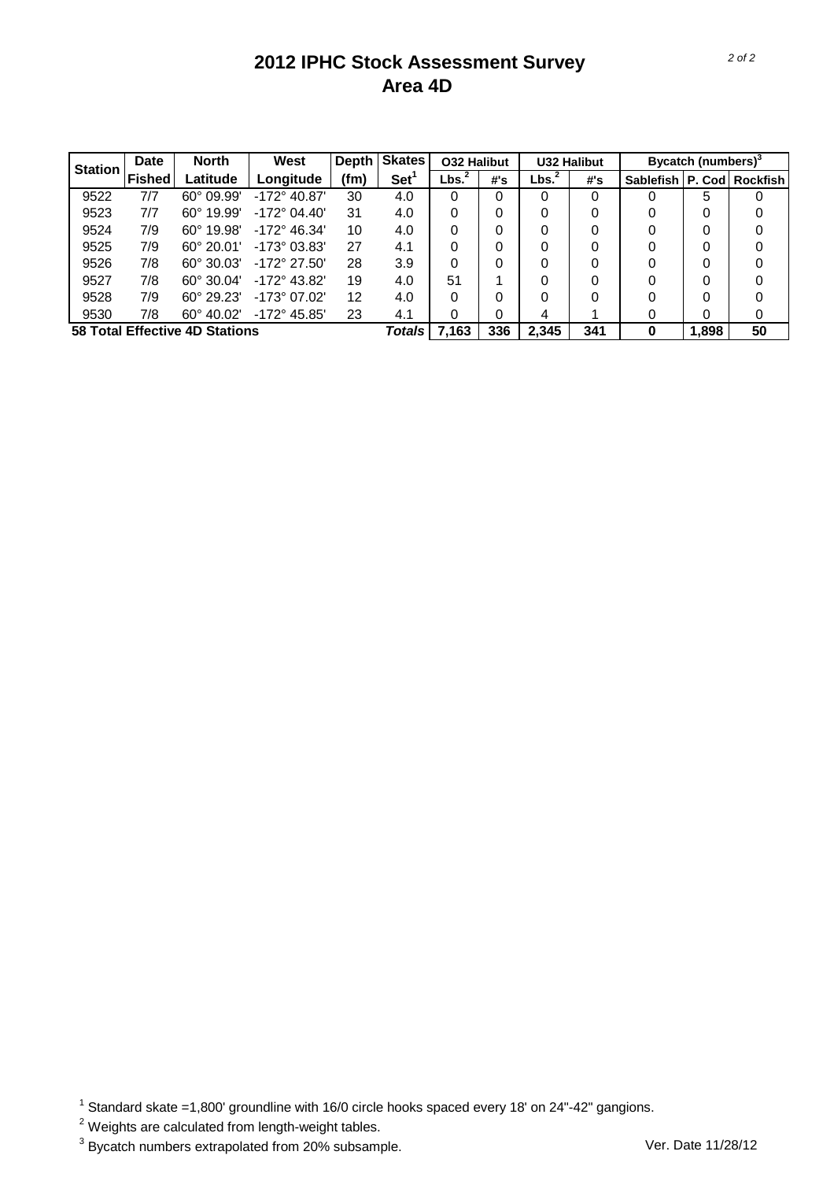# 2012 IPHC Stock Assessment Survey
## Area 4D

| Station | Date | North | West | Depth | Skates | O32 Halibut | | U32 Halibut | | Bycatch (numbers)[3] | | |
|---|---|---|---|---|---|---|---|---|---|---|---|---|
| | Fished | Latitude | Longitude | (fm) | Set[1] | Lbs.[2] | #'s | Lbs.[2] | #'s | Sablefish | P. Cod | Rockfish |
| 9522 | 7/7 | 60° 09.99' | -172° 40.87' | 30 | 4.0 | 0 | 0 | 0 | 0 | 0 | 5 | 0 |
| 9523 | 7/7 | 60° 19.99' | -172° 04.40' | 31 | 4.0 | 0 | 0 | 0 | 0 | 0 | 0 | 0 |
| 9524 | 7/9 | 60° 19.98' | -172° 46.34' | 10 | 4.0 | 0 | 0 | 0 | 0 | 0 | 0 | 0 |
| 9525 | 7/9 | 60° 20.01' | -173° 03.83' | 27 | 4.1 | 0 | 0 | 0 | 0 | 0 | 0 | 0 |
| 9526 | 7/8 | 60° 30.03' | -172° 27.50' | 28 | 3.9 | 0 | 0 | 0 | 0 | 0 | 0 | 0 |
| 9527 | 7/8 | 60° 30.04' | -172° 43.82' | 19 | 4.0 | 51 | 1 | 0 | 0 | 0 | 0 | 0 |
| 9528 | 7/9 | 60° 29.23' | -173° 07.02' | 12 | 4.0 | 0 | 0 | 0 | 0 | 0 | 0 | 0 |
| 9530 | 7/8 | 60° 40.02' | -172° 45.85' | 23 | 4.1 | 0 | 0 | 4 | 1 | 0 | 0 | 0 |
| **58 Total Effective 4D Stations** | | | | | ***Totals*** | **7,163** | **336** | **2,345** | **341** | **0** | **1,898** | **50** |

[1] Standard skate =1,800' groundline with 16/0 circle hooks spaced every 18' on 24"-42" gangions.

[2] Weights are calculated from length-weight tables.

[3] Bycatch numbers extrapolated from 20% subsample.

Ver. Date 11/28/12